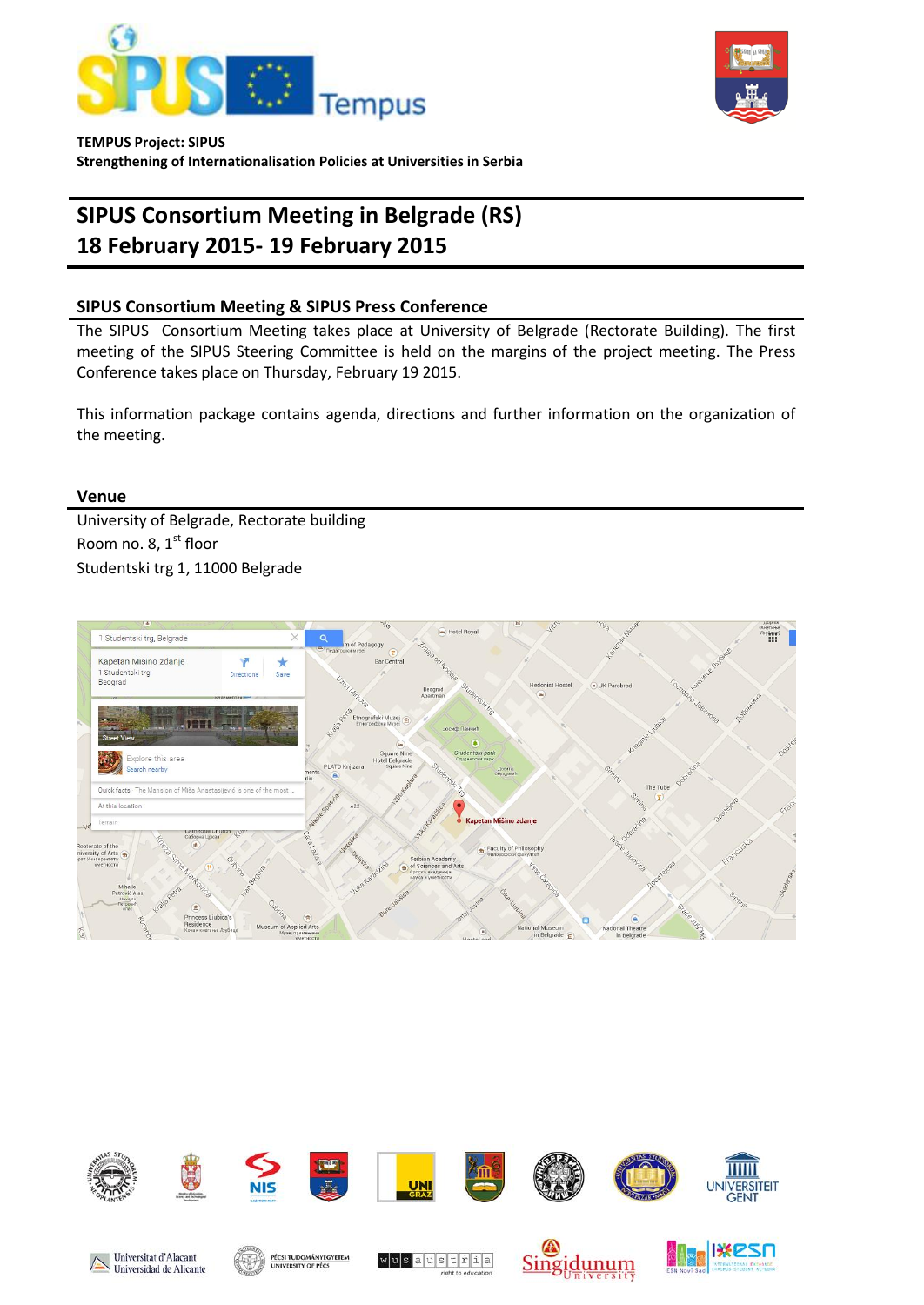**TEMPUS Project: SIPUS**
**Strengthening of Internationalisation Policies at Universities in Serbia**

# SIPUS Consortium Meeting in Belgrade (RS)
# 18 February 2015- 19 February 2015

## SIPUS Consortium Meeting & SIPUS Press Conference

The SIPUS Consortium Meeting takes place at University of Belgrade (Rectorate Building). The first meeting of the SIPUS Steering Committee is held on the margins of the project meeting. The Press Conference takes place on Thursday, February 19 2015.

This information package contains agenda, directions and further information on the organization of the meeting.

## Venue

University of Belgrade, Rectorate building
Room no. 8, 1st floor
Studentski trg 1, 11000 Belgrade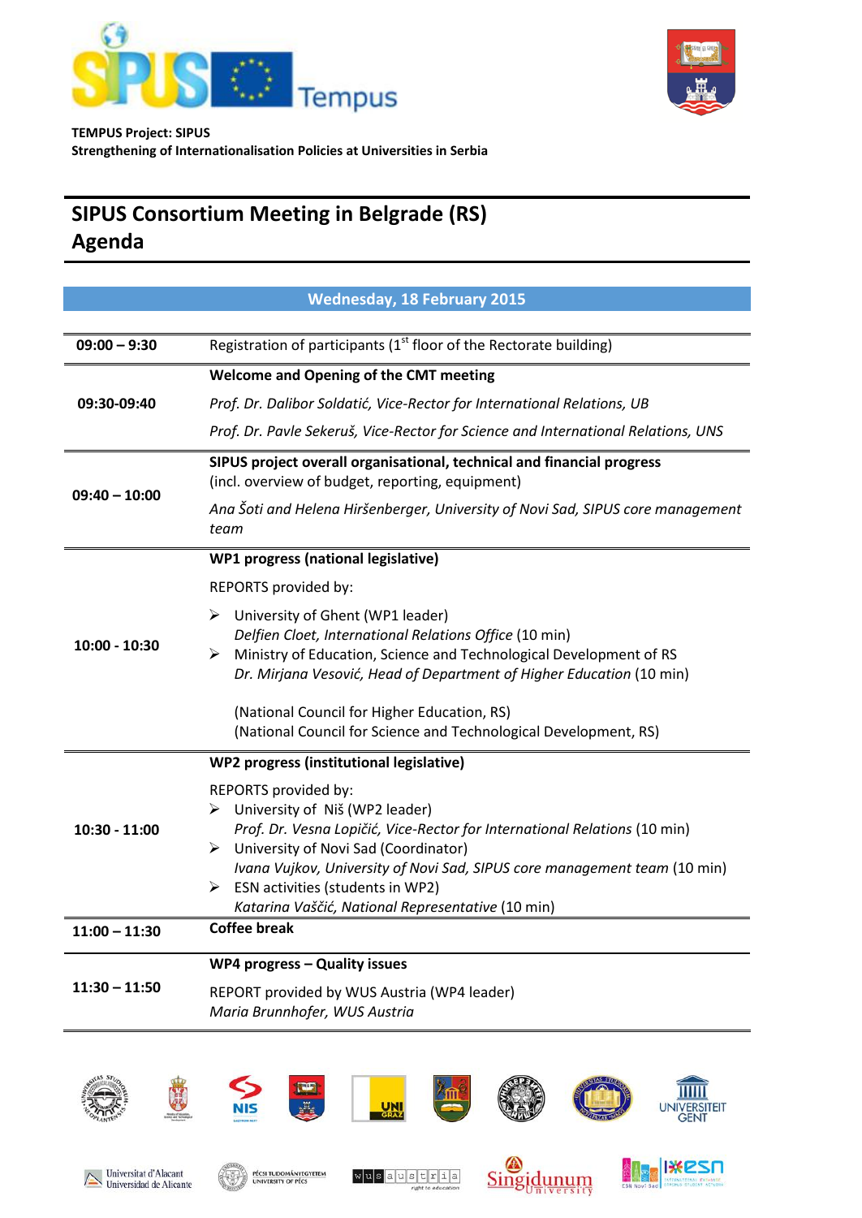**TEMPUS Project: SIPUS**
**Strengthening of Internationalisation Policies at Universities in Serbia**

# SIPUS Consortium Meeting in Belgrade (RS)
# Agenda

| Wednesday, 18 February 2015 | |
|---|---|
| **09:00 – 9:30** | Registration of participants (1st floor of the Rectorate building) |
| **09:30-09:40** | **Welcome and Opening of the CMT meeting**<br>*Prof. Dr. Dalibor Soldatić, Vice-Rector for International Relations, UB*<br>*Prof. Dr. Pavle Sekeruš, Vice-Rector for Science and International Relations, UNS* |
| **09:40 – 10:00** | **SIPUS project overall organisational, technical and financial progress** (incl. overview of budget, reporting, equipment)<br>*Ana Šoti and Helena Hiršenberger, University of Novi Sad, SIPUS core management team* |
| **10:00 - 10:30** | **WP1 progress (national legislative)**<br>REPORTS provided by:<br>➢ University of Ghent (WP1 leader)<br>*Delfen Cloet, International Relations Office* (10 min)<br>➢ Ministry of Education, Science and Technological Development of RS<br>*Dr. Mirjana Vesović, Head of Department of Higher Education* (10 min)<br>(National Council for Higher Education, RS)<br>(National Council for Science and Technological Development, RS) |
| **10:30 - 11:00** | **WP2 progress (institutional legislative)**<br>REPORTS provided by:<br>➢ University of Niš (WP2 leader)<br>*Prof. Dr. Vesna Lopičić, Vice-Rector for International Relations* (10 min)<br>➢ University of Novi Sad (Coordinator)<br>*Ivana Vujkov, University of Novi Sad, SIPUS core management team* (10 min)<br>➢ ESN activities (students in WP2)<br>*Katarina Vaščić, National Representative* (10 min) |
| **11:00 – 11:30** | **Coffee break** |
| **11:30 – 11:50** | **WP4 progress – Quality issues**<br>REPORT provided by WUS Austria (WP4 leader)<br>*Maria Brunnhofer, WUS Austria* |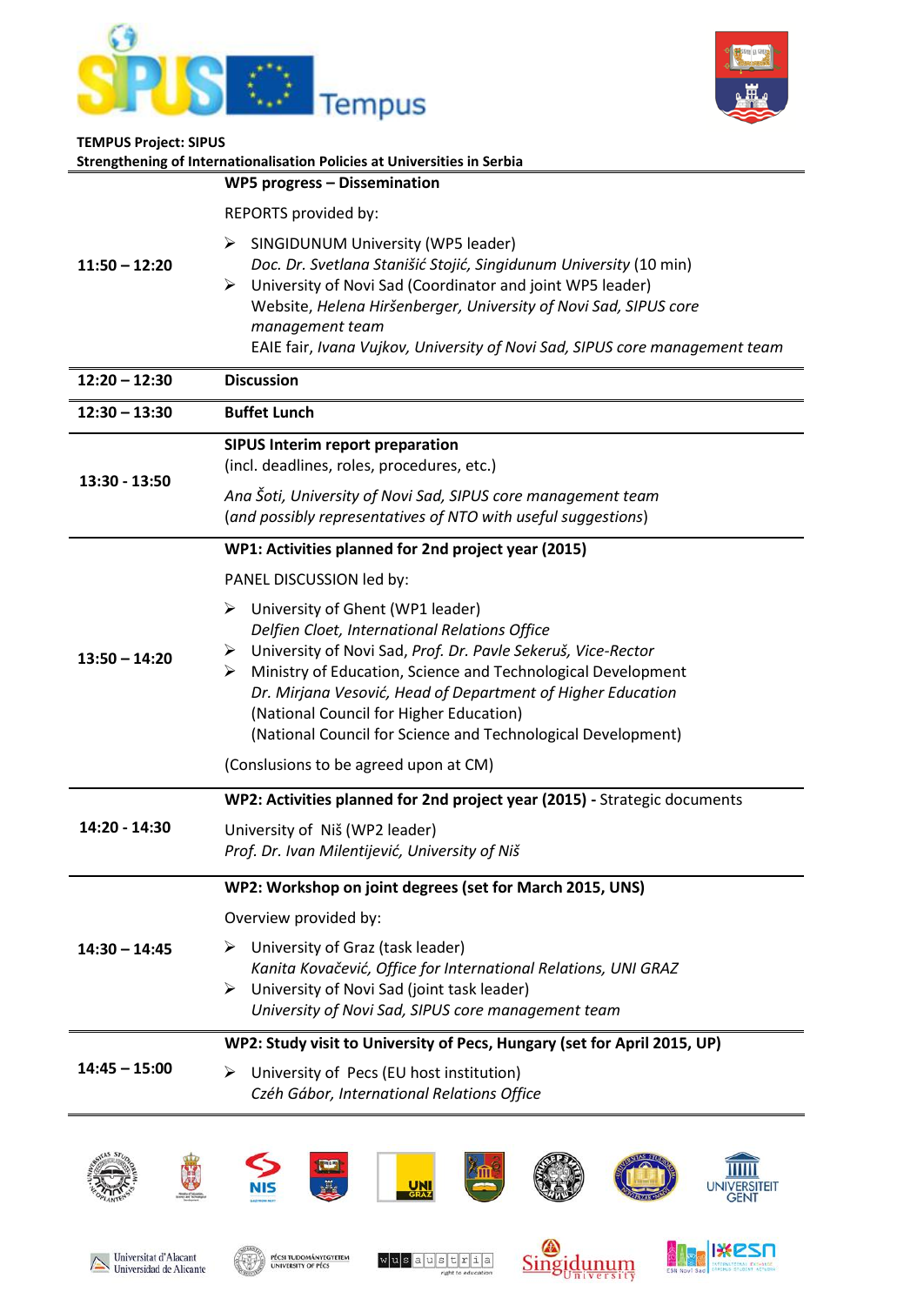**TEMPUS Project: SIPUS**
**Strengthening of Internationalisation Policies at Universities in Serbia**

| | |
|---|---|
| 11:50 – 12:20 | **WP5 progress – Dissemination**<br><br>REPORTS provided by:<br><br>➢ SINGIDUNUM University (WP5 leader)<br>*Doc. Dr. Svetlana Stanišić Stojić, Singidunum University* (10 min)<br>➢ University of Novi Sad (Coordinator and joint WP5 leader)<br>Website, *Helena Hiršenberger, University of Novi Sad, SIPUS core management team*<br>EAIE fair, *Ivana Vujkov, University of Novi Sad, SIPUS core management team* |
| 12:20 – 12:30 | **Discussion** |
| 12:30 – 13:30 | **Buffet Lunch** |
| 13:30 - 13:50 | **SIPUS Interim report preparation**<br>(incl. deadlines, roles, procedures, etc.)<br><br>*Ana Šoti, University of Novi Sad, SIPUS core management team*<br>(*and possibly representatives of NTO with useful suggestions*) |
| 13:50 – 14:20 | **WP1: Activities planned for 2nd project year (2015)**<br><br>PANEL DISCUSSION led by:<br><br>➢ University of Ghent (WP1 leader)<br>*Delfien Cloet, International Relations Office*<br>➢ University of Novi Sad, *Prof. Dr. Pavle Sekeruš, Vice-Rector*<br>➢ Ministry of Education, Science and Technological Development<br>*Dr. Mirjana Vesović, Head of Department of Higher Education*<br>(National Council for Higher Education)<br>(National Council for Science and Technological Development)<br><br>(Conslusions to be agreed upon at CM) |
| 14:20 - 14:30 | **WP2: Activities planned for 2nd project year (2015) -** Strategic documents<br><br>University of Niš (WP2 leader)<br>*Prof. Dr. Ivan Milentijević, University of Niš* |
| 14:30 – 14:45 | **WP2: Workshop on joint degrees (set for March 2015, UNS)**<br><br>Overview provided by:<br><br>➢ University of Graz (task leader)<br>*Kanita Kovačević, Office for International Relations, UNI GRAZ*<br>➢ University of Novi Sad (joint task leader)<br>*University of Novi Sad, SIPUS core management team* |
| 14:45 – 15:00 | **WP2: Study visit to University of Pecs, Hungary (set for April 2015, UP)**<br><br>➢ University of Pecs (EU host institution)<br>*Czéh Gábor, International Relations Office* |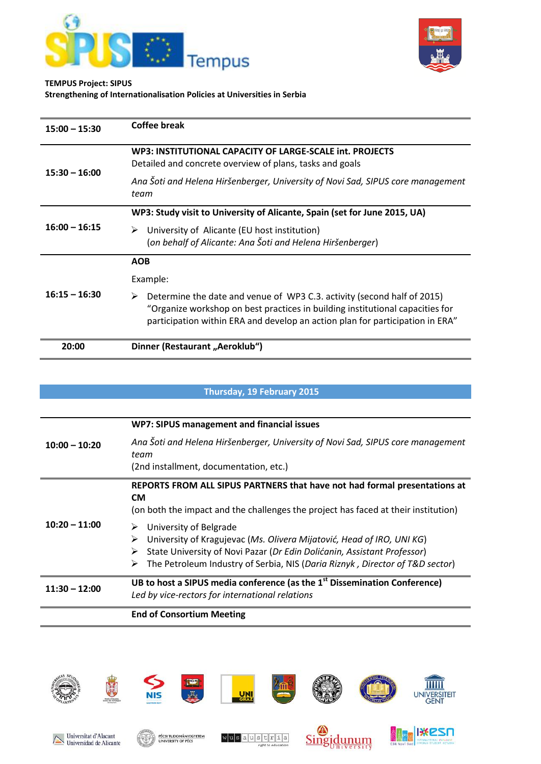**TEMPUS Project: SIPUS**
**Strengthening of Internationalisation Policies at Universities in Serbia**

| | |
|---|---|
| **15:00 – 15:30** | **Coffee break** |
| **15:30 – 16:00** | **WP3: INSTITUTIONAL CAPACITY OF LARGE-SCALE int. PROJECTS**<br>Detailed and concrete overview of plans, tasks and goals<br>*Ana Šoti and Helena Hiršenberger, University of Novi Sad, SIPUS core management team* |
| **16:00 – 16:15** | **WP3: Study visit to University of Alicante, Spain (set for June 2015, UA)**<br>➢ University of Alicante (EU host institution)<br>(*on behalf of Alicante: Ana Šoti and Helena Hiršenberger*) |
| **16:15 – 16:30** | **AOB**<br>Example:<br>➢ Determine the date and venue of WP3 C.3. activity (second half of 2015) "Organize workshop on best practices in building institutional capacities for participation within ERA and develop an action plan for participation in ERA" |
| **20:00** | **Dinner (Restaurant „Aeroklub")** |

**Thursday, 19 February 2015**

| | |
|---|---|
| **10:00 – 10:20** | **WP7: SIPUS management and financial issues**<br>*Ana Šoti and Helena Hiršenberger, University of Novi Sad, SIPUS core management team*<br>(2nd installment, documentation, etc.) |
| **10:20 – 11:00** | **REPORTS FROM ALL SIPUS PARTNERS that have not had formal presentations at CM**<br>(on both the impact and the challenges the project has faced at their institution)<br>➢ University of Belgrade<br>➢ University of Kragujevac (*Ms. Olivera Mijatović, Head of IRO, UNI KG*)<br>➢ State University of Novi Pazar (*Dr Edin Dolićanin, Assistant Professor*)<br>➢ The Petroleum Industry of Serbia, NIS (*Daria Riznyk , Director of T&D sector*) |
| **11:30 – 12:00** | **UB to host a SIPUS media conference (as the 1st Dissemination Conference)**<br>*Led by vice-rectors for international relations* |
| | **End of Consortium Meeting** |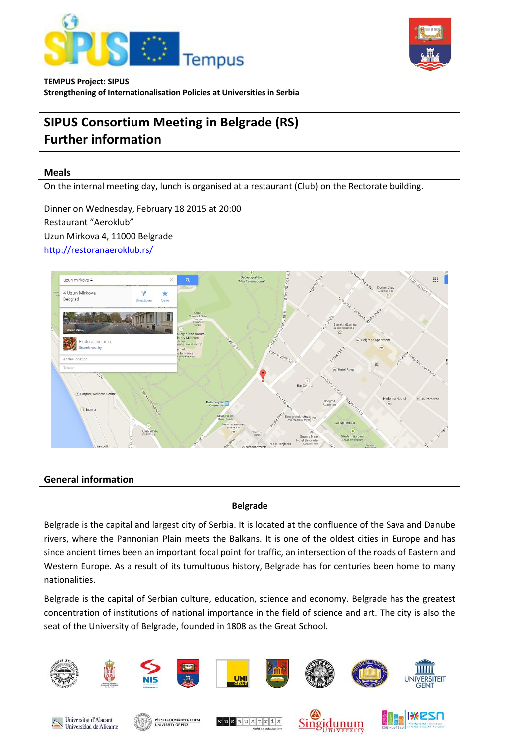**TEMPUS Project: SIPUS**
**Strengthening of Internationalisation Policies at Universities in Serbia**

# SIPUS Consortium Meeting in Belgrade (RS)
# Further information

## Meals

On the internal meeting day, lunch is organised at a restaurant (Club) on the Rectorate building.

Dinner on Wednesday, February 18 2015 at 20:00
Restaurant "Aeroklub"
Uzun Mirkova 4, 11000 Belgrade
[http://restoranaeroklub.rs/](http://restoranaeroklub.rs/)

## General information

### Belgrade

Belgrade is the capital and largest city of Serbia. It is located at the confluence of the Sava and Danube rivers, where the Pannonian Plain meets the Balkans. It is one of the oldest cities in Europe and has since ancient times been an important focal point for traffic, an intersection of the roads of Eastern and Western Europe. As a result of its tumultuous history, Belgrade has for centuries been home to many nationalities.

Belgrade is the capital of Serbian culture, education, science and economy. Belgrade has the greatest concentration of institutions of national importance in the field of science and art. The city is also the seat of the University of Belgrade, founded in 1808 as the Great School.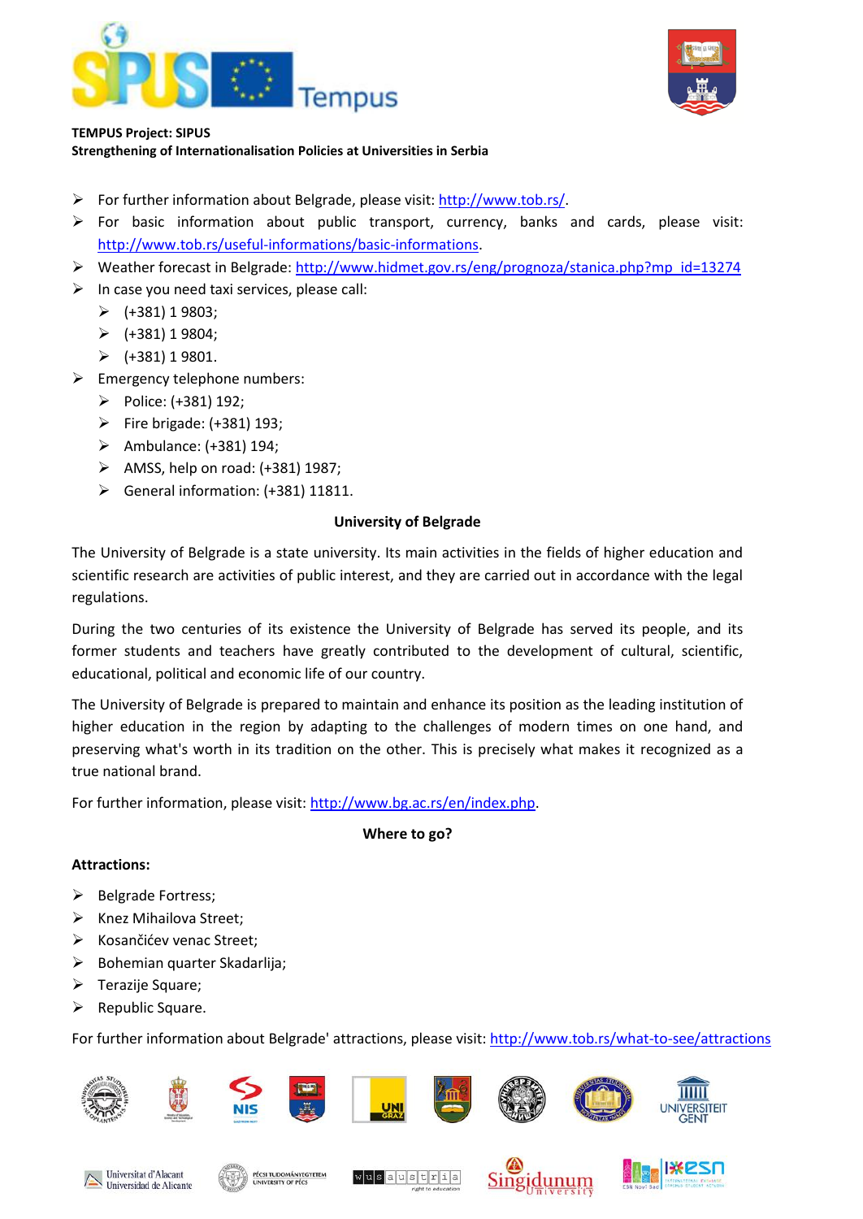**TEMPUS Project: SIPUS**
**Strengthening of Internationalisation Policies at Universities in Serbia**

- For further information about Belgrade, please visit: http://www.tob.rs/.
- For basic information about public transport, currency, banks and cards, please visit: http://www.tob.rs/useful-informations/basic-informations.
- Weather forecast in Belgrade: http://www.hidmet.gov.rs/eng/prognoza/stanica.php?mp_id=13274
- In case you need taxi services, please call:
  - (+381) 1 9803;
  - (+381) 1 9804;
  - (+381) 1 9801.
- Emergency telephone numbers:
  - Police: (+381) 192;
  - Fire brigade: (+381) 193;
  - Ambulance: (+381) 194;
  - AMSS, help on road: (+381) 1987;
  - General information: (+381) 11811.

## University of Belgrade

The University of Belgrade is a state university. Its main activities in the fields of higher education and scientific research are activities of public interest, and they are carried out in accordance with the legal regulations.

During the two centuries of its existence the University of Belgrade has served its people, and its former students and teachers have greatly contributed to the development of cultural, scientific, educational, political and economic life of our country.

The University of Belgrade is prepared to maintain and enhance its position as the leading institution of higher education in the region by adapting to the challenges of modern times on one hand, and preserving what's worth in its tradition on the other. This is precisely what makes it recognized as a true national brand.

For further information, please visit: http://www.bg.ac.rs/en/index.php.

## Where to go?

**Attractions:**

- Belgrade Fortress;
- Knez Mihailova Street;
- Kosančićev venac Street;
- Bohemian quarter Skadarlija;
- Terazije Square;
- Republic Square.

For further information about Belgrade' attractions, please visit: http://www.tob.rs/what-to-see/attractions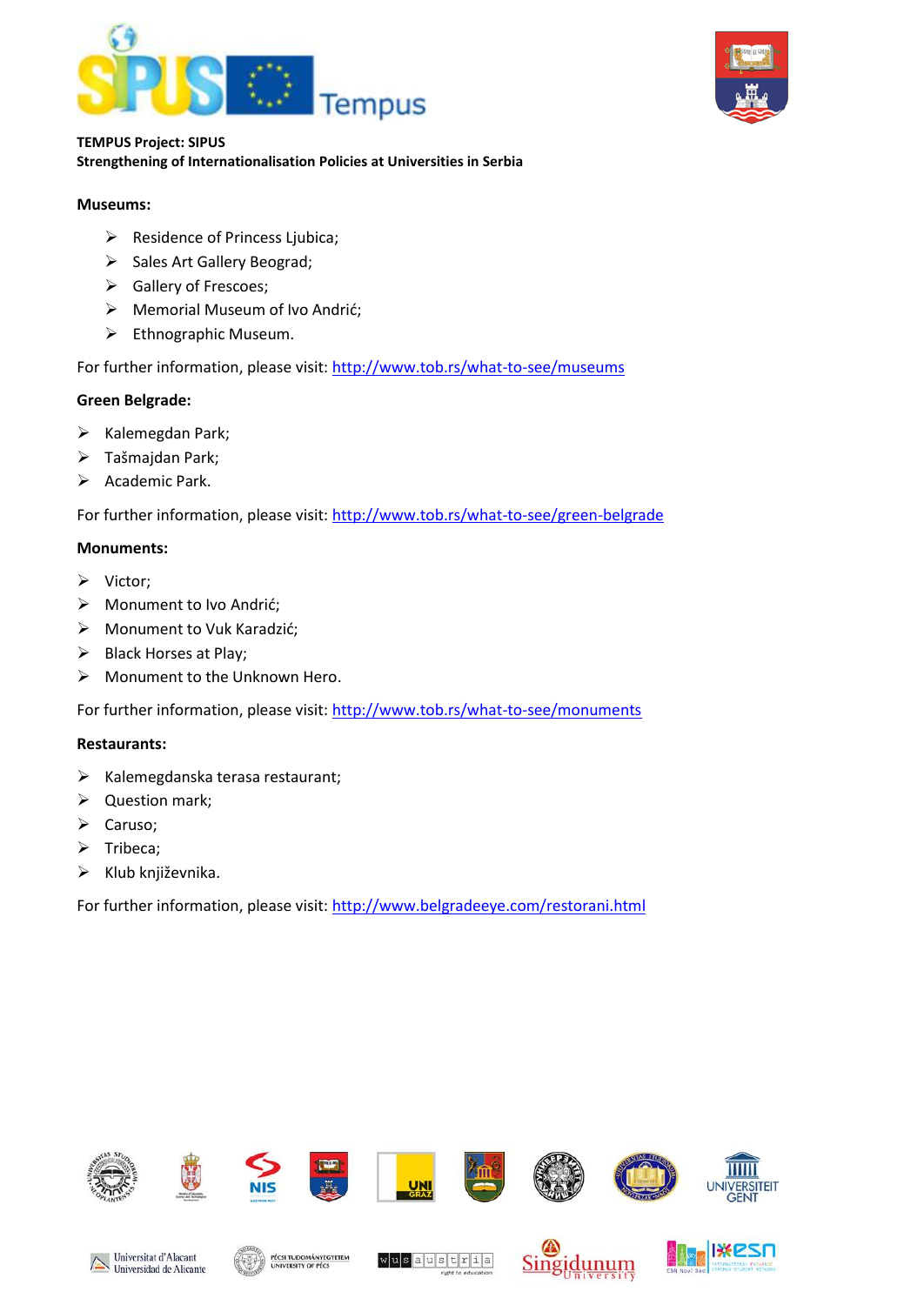**TEMPUS Project: SIPUS**
**Strengthening of Internationalisation Policies at Universities in Serbia**

**Museums:**

- Residence of Princess Ljubica;
- Sales Art Gallery Beograd;
- Gallery of Frescoes;
- Memorial Museum of Ivo Andrić;
- Ethnographic Museum.

For further information, please visit: http://www.tob.rs/what-to-see/museums

**Green Belgrade:**

- Kalemegdan Park;
- Tašmajdan Park;
- Academic Park.

For further information, please visit: http://www.tob.rs/what-to-see/green-belgrade

**Monuments:**

- Victor;
- Monument to Ivo Andrić;
- Monument to Vuk Karadzić;
- Black Horses at Play;
- Monument to the Unknown Hero.

For further information, please visit: http://www.tob.rs/what-to-see/monuments

**Restaurants:**

- Kalemegdanska terasa restaurant;
- Question mark;
- Caruso;
- Tribeca;
- Klub književnika.

For further information, please visit: http://www.belgradeeye.com/restorani.html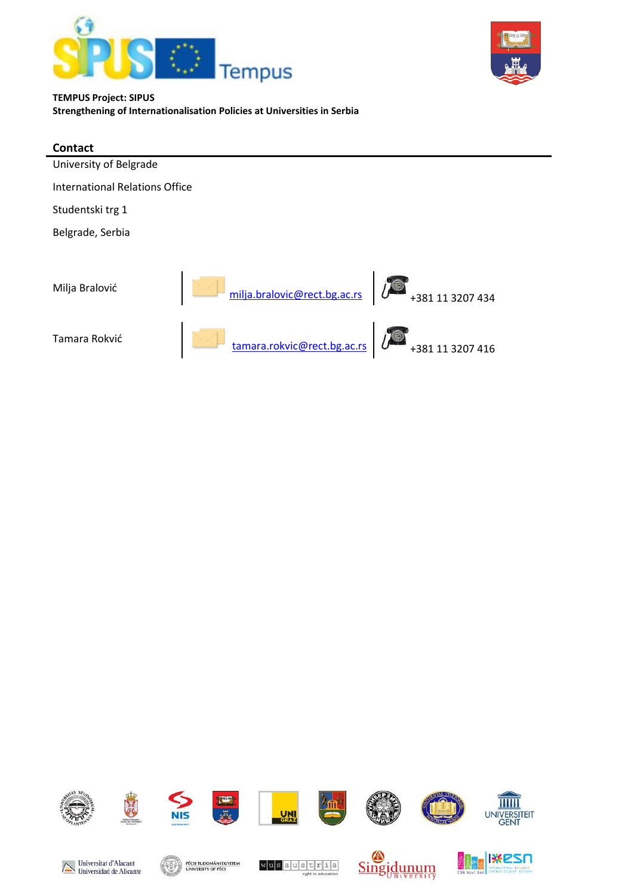**TEMPUS Project: SIPUS**
**Strengthening of Internationalisation Policies at Universities in Serbia**

## Contact

University of Belgrade

International Relations Office

Studentski trg 1

Belgrade, Serbia

| | | |
|---|---|---|
| Milja Bralović | milja.bralovic@rect.bg.ac.rs | +381 11 3207 434 |
| Tamara Rokvić | tamara.rokvic@rect.bg.ac.rs | +381 11 3207 416 |